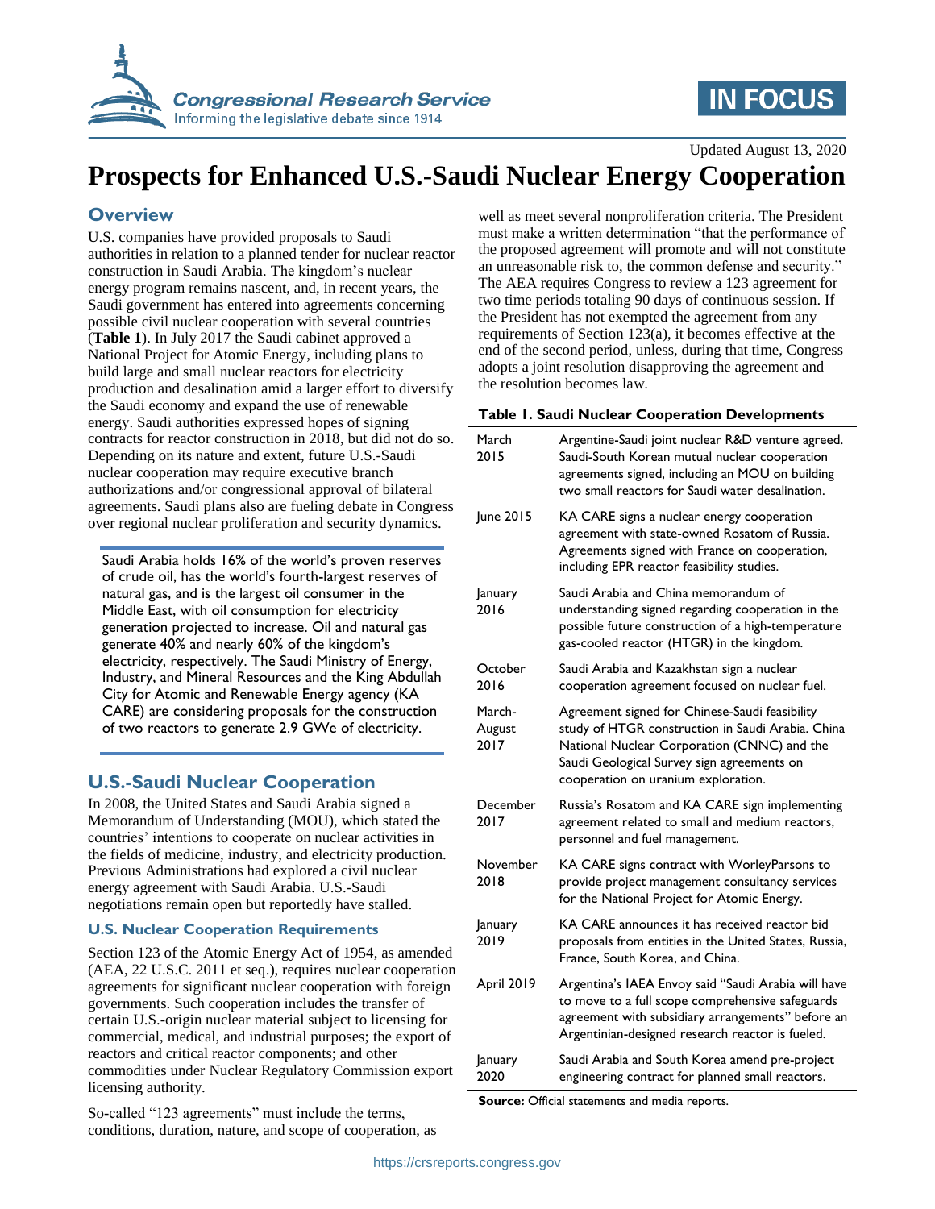Updated August 13, 2020

# Prospects for Enhanced U.S.-Saudi Nuclear Energy Cooperation

## Overview

U.S. companies have provided proposals to Saudi authorities in relation to a planned tender for nuclear reactor construction in Saudi Arabia. The kingdom's nuclear energy program remains nascent, and, in recent years, the Saudi government has entered into agreements concerning possible civil nuclear cooperation with several countries (**Table 1**). In July 2017 the Saudi cabinet approved a National Project for Atomic Energy, including plans to build large and small nuclear reactors for electricity production and desalination amid a larger effort to diversify the Saudi economy and expand the use of renewable energy. Saudi authorities expressed hopes of signing contracts for reactor construction in 2018, but did not do so. Depending on its nature and extent, future U.S.-Saudi nuclear cooperation may require executive branch authorizations and/or congressional approval of bilateral agreements. Saudi plans also are fueling debate in Congress over regional nuclear proliferation and security dynamics.

> Saudi Arabia holds 16% of the world's proven reserves of crude oil, has the world's fourth-largest reserves of natural gas, and is the largest oil consumer in the Middle East, with oil consumption for electricity generation projected to increase. Oil and natural gas generate 40% and nearly 60% of the kingdom's electricity, respectively. The Saudi Ministry of Energy, Industry, and Mineral Resources and the King Abdullah City for Atomic and Renewable Energy agency (KA CARE) are considering proposals for the construction of two reactors to generate 2.9 GWe of electricity.

## U.S.-Saudi Nuclear Cooperation

In 2008, the United States and Saudi Arabia signed a Memorandum of Understanding (MOU), which stated the countries' intentions to cooperate on nuclear activities in the fields of medicine, industry, and electricity production. Previous Administrations had explored a civil nuclear energy agreement with Saudi Arabia. U.S.-Saudi negotiations remain open but reportedly have stalled.

### U.S. Nuclear Cooperation Requirements

Section 123 of the Atomic Energy Act of 1954, as amended (AEA, 22 U.S.C. 2011 et seq.), requires nuclear cooperation agreements for significant nuclear cooperation with foreign governments. Such cooperation includes the transfer of certain U.S.-origin nuclear material subject to licensing for commercial, medical, and industrial purposes; the export of reactors and critical reactor components; and other commodities under Nuclear Regulatory Commission export licensing authority.

So-called "123 agreements" must include the terms, conditions, duration, nature, and scope of cooperation, as well as meet several nonproliferation criteria. The President must make a written determination "that the performance of the proposed agreement will promote and will not constitute an unreasonable risk to, the common defense and security." The AEA requires Congress to review a 123 agreement for two time periods totaling 90 days of continuous session. If the President has not exempted the agreement from any requirements of Section 123(a), it becomes effective at the end of the second period, unless, during that time, Congress adopts a joint resolution disapproving the agreement and the resolution becomes law.

**Table 1. Saudi Nuclear Cooperation Developments**

| Date | Development |
|---|---|
| March 2015 | Argentine-Saudi joint nuclear R&D venture agreed. Saudi-South Korean mutual nuclear cooperation agreements signed, including an MOU on building two small reactors for Saudi water desalination. |
| June 2015 | KA CARE signs a nuclear energy cooperation agreement with state-owned Rosatom of Russia. Agreements signed with France on cooperation, including EPR reactor feasibility studies. |
| January 2016 | Saudi Arabia and China memorandum of understanding signed regarding cooperation in the possible future construction of a high-temperature gas-cooled reactor (HTGR) in the kingdom. |
| October 2016 | Saudi Arabia and Kazakhstan sign a nuclear cooperation agreement focused on nuclear fuel. |
| March-August 2017 | Agreement signed for Chinese-Saudi feasibility study of HTGR construction in Saudi Arabia. China National Nuclear Corporation (CNNC) and the Saudi Geological Survey sign agreements on cooperation on uranium exploration. |
| December 2017 | Russia's Rosatom and KA CARE sign implementing agreement related to small and medium reactors, personnel and fuel management. |
| November 2018 | KA CARE signs contract with WorleyParsons to provide project management consultancy services for the National Project for Atomic Energy. |
| January 2019 | KA CARE announces it has received reactor bid proposals from entities in the United States, Russia, France, South Korea, and China. |
| April 2019 | Argentina's IAEA Envoy said "Saudi Arabia will have to move to a full scope comprehensive safeguards agreement with subsidiary arrangements" before an Argentinian-designed research reactor is fueled. |
| January 2020 | Saudi Arabia and South Korea amend pre-project engineering contract for planned small reactors. |

**Source:** Official statements and media reports.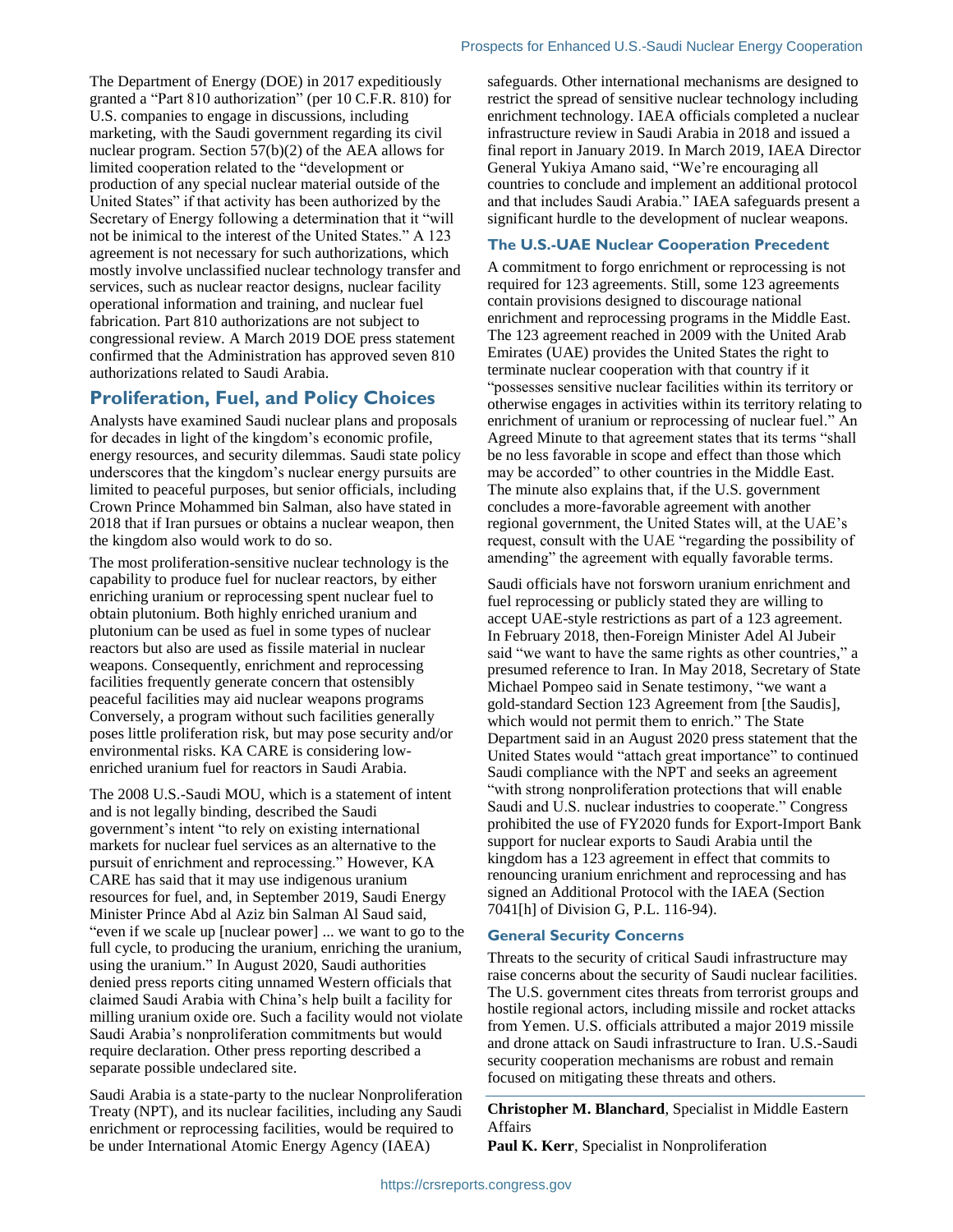The Department of Energy (DOE) in 2017 expeditiously granted a "Part 810 authorization" (per 10 C.F.R. 810) for U.S. companies to engage in discussions, including marketing, with the Saudi government regarding its civil nuclear program. Section 57(b)(2) of the AEA allows for limited cooperation related to the "development or production of any special nuclear material outside of the United States" if that activity has been authorized by the Secretary of Energy following a determination that it "will not be inimical to the interest of the United States." A 123 agreement is not necessary for such authorizations, which mostly involve unclassified nuclear technology transfer and services, such as nuclear reactor designs, nuclear facility operational information and training, and nuclear fuel fabrication. Part 810 authorizations are not subject to congressional review. A March 2019 DOE press statement confirmed that the Administration has approved seven 810 authorizations related to Saudi Arabia.

## Proliferation, Fuel, and Policy Choices

Analysts have examined Saudi nuclear plans and proposals for decades in light of the kingdom's economic profile, energy resources, and security dilemmas. Saudi state policy underscores that the kingdom's nuclear energy pursuits are limited to peaceful purposes, but senior officials, including Crown Prince Mohammed bin Salman, also have stated in 2018 that if Iran pursues or obtains a nuclear weapon, then the kingdom also would work to do so.

The most proliferation-sensitive nuclear technology is the capability to produce fuel for nuclear reactors, by either enriching uranium or reprocessing spent nuclear fuel to obtain plutonium. Both highly enriched uranium and plutonium can be used as fuel in some types of nuclear reactors but also are used as fissile material in nuclear weapons. Consequently, enrichment and reprocessing facilities frequently generate concern that ostensibly peaceful facilities may aid nuclear weapons programs Conversely, a program without such facilities generally poses little proliferation risk, but may pose security and/or environmental risks. KA CARE is considering low-enriched uranium fuel for reactors in Saudi Arabia.

The 2008 U.S.-Saudi MOU, which is a statement of intent and is not legally binding, described the Saudi government's intent "to rely on existing international markets for nuclear fuel services as an alternative to the pursuit of enrichment and reprocessing." However, KA CARE has said that it may use indigenous uranium resources for fuel, and, in September 2019, Saudi Energy Minister Prince Abd al Aziz bin Salman Al Saud said, "even if we scale up [nuclear power] ... we want to go to the full cycle, to producing the uranium, enriching the uranium, using the uranium." In August 2020, Saudi authorities denied press reports citing unnamed Western officials that claimed Saudi Arabia with China's help built a facility for milling uranium oxide ore. Such a facility would not violate Saudi Arabia's nonproliferation commitments but would require declaration. Other press reporting described a separate possible undeclared site.

Saudi Arabia is a state-party to the nuclear Nonproliferation Treaty (NPT), and its nuclear facilities, including any Saudi enrichment or reprocessing facilities, would be required to be under International Atomic Energy Agency (IAEA) safeguards. Other international mechanisms are designed to restrict the spread of sensitive nuclear technology including enrichment technology. IAEA officials completed a nuclear infrastructure review in Saudi Arabia in 2018 and issued a final report in January 2019. In March 2019, IAEA Director General Yukiya Amano said, "We're encouraging all countries to conclude and implement an additional protocol and that includes Saudi Arabia." IAEA safeguards present a significant hurdle to the development of nuclear weapons.

### The U.S.-UAE Nuclear Cooperation Precedent

A commitment to forgo enrichment or reprocessing is not required for 123 agreements. Still, some 123 agreements contain provisions designed to discourage national enrichment and reprocessing programs in the Middle East. The 123 agreement reached in 2009 with the United Arab Emirates (UAE) provides the United States the right to terminate nuclear cooperation with that country if it "possesses sensitive nuclear facilities within its territory or otherwise engages in activities within its territory relating to enrichment of uranium or reprocessing of nuclear fuel." An Agreed Minute to that agreement states that its terms "shall be no less favorable in scope and effect than those which may be accorded" to other countries in the Middle East. The minute also explains that, if the U.S. government concludes a more-favorable agreement with another regional government, the United States will, at the UAE's request, consult with the UAE "regarding the possibility of amending" the agreement with equally favorable terms.

Saudi officials have not forsworn uranium enrichment and fuel reprocessing or publicly stated they are willing to accept UAE-style restrictions as part of a 123 agreement. In February 2018, then-Foreign Minister Adel Al Jubeir said "we want to have the same rights as other countries," a presumed reference to Iran. In May 2018, Secretary of State Michael Pompeo said in Senate testimony, "we want a gold-standard Section 123 Agreement from [the Saudis], which would not permit them to enrich." The State Department said in an August 2020 press statement that the United States would "attach great importance" to continued Saudi compliance with the NPT and seeks an agreement "with strong nonproliferation protections that will enable Saudi and U.S. nuclear industries to cooperate." Congress prohibited the use of FY2020 funds for Export-Import Bank support for nuclear exports to Saudi Arabia until the kingdom has a 123 agreement in effect that commits to renouncing uranium enrichment and reprocessing and has signed an Additional Protocol with the IAEA (Section 7041[h] of Division G, P.L. 116-94).

### General Security Concerns

Threats to the security of critical Saudi infrastructure may raise concerns about the security of Saudi nuclear facilities. The U.S. government cites threats from terrorist groups and hostile regional actors, including missile and rocket attacks from Yemen. U.S. officials attributed a major 2019 missile and drone attack on Saudi infrastructure to Iran. U.S.-Saudi security cooperation mechanisms are robust and remain focused on mitigating these threats and others.

---

**Christopher M. Blanchard**, Specialist in Middle Eastern Affairs

**Paul K. Kerr**, Specialist in Nonproliferation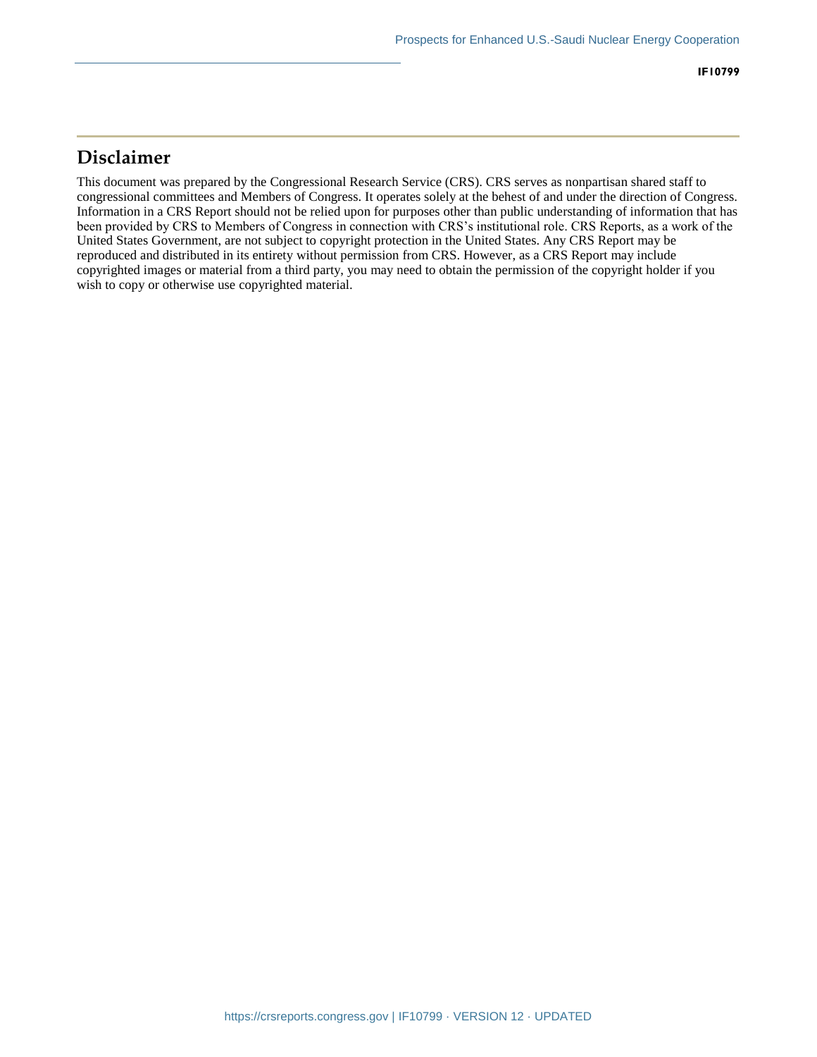## Disclaimer

This document was prepared by the Congressional Research Service (CRS). CRS serves as nonpartisan shared staff to congressional committees and Members of Congress. It operates solely at the behest of and under the direction of Congress. Information in a CRS Report should not be relied upon for purposes other than public understanding of information that has been provided by CRS to Members of Congress in connection with CRS's institutional role. CRS Reports, as a work of the United States Government, are not subject to copyright protection in the United States. Any CRS Report may be reproduced and distributed in its entirety without permission from CRS. However, as a CRS Report may include copyrighted images or material from a third party, you may need to obtain the permission of the copyright holder if you wish to copy or otherwise use copyrighted material.